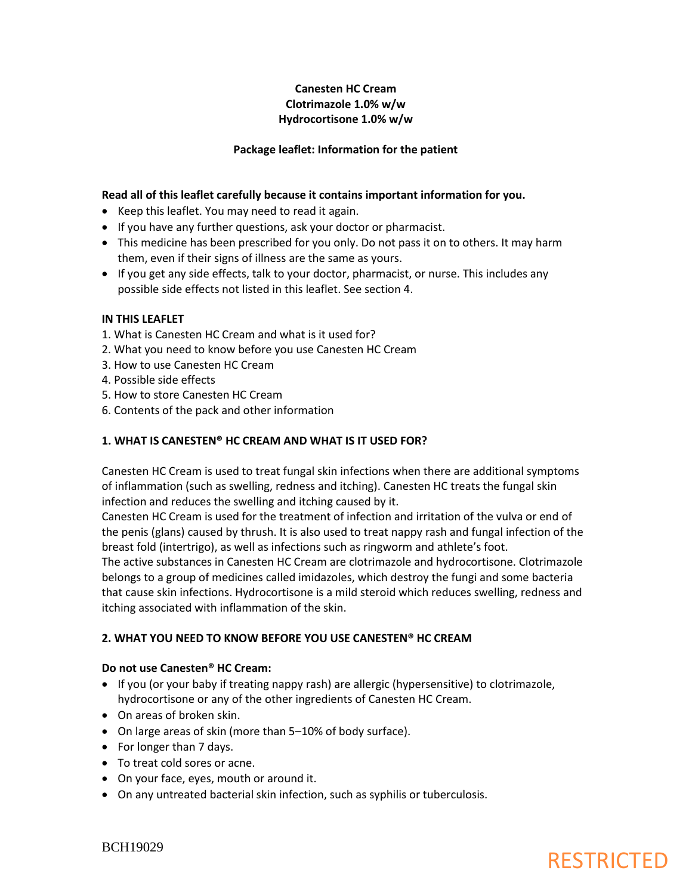**Canesten HC Cream**
**Clotrimazole 1.0% w/w**
**Hydrocortisone 1.0% w/w**

**Package leaflet: Information for the patient**

**Read all of this leaflet carefully because it contains important information for you.**

- Keep this leaflet. You may need to read it again.
- If you have any further questions, ask your doctor or pharmacist.
- This medicine has been prescribed for you only. Do not pass it on to others. It may harm them, even if their signs of illness are the same as yours.
- If you get any side effects, talk to your doctor, pharmacist, or nurse. This includes any possible side effects not listed in this leaflet. See section 4.

**IN THIS LEAFLET**

1. What is Canesten HC Cream and what is it used for?
2. What you need to know before you use Canesten HC Cream
3. How to use Canesten HC Cream
4. Possible side effects
5. How to store Canesten HC Cream
6. Contents of the pack and other information

## 1. WHAT IS CANESTEN® HC CREAM AND WHAT IS IT USED FOR?

Canesten HC Cream is used to treat fungal skin infections when there are additional symptoms of inflammation (such as swelling, redness and itching). Canesten HC treats the fungal skin infection and reduces the swelling and itching caused by it.
Canesten HC Cream is used for the treatment of infection and irritation of the vulva or end of the penis (glans) caused by thrush. It is also used to treat nappy rash and fungal infection of the breast fold (intertrigo), as well as infections such as ringworm and athlete's foot.
The active substances in Canesten HC Cream are clotrimazole and hydrocortisone. Clotrimazole belongs to a group of medicines called imidazoles, which destroy the fungi and some bacteria that cause skin infections. Hydrocortisone is a mild steroid which reduces swelling, redness and itching associated with inflammation of the skin.

## 2. WHAT YOU NEED TO KNOW BEFORE YOU USE CANESTEN® HC CREAM

**Do not use Canesten® HC Cream:**

- If you (or your baby if treating nappy rash) are allergic (hypersensitive) to clotrimazole, hydrocortisone or any of the other ingredients of Canesten HC Cream.
- On areas of broken skin.
- On large areas of skin (more than 5–10% of body surface).
- For longer than 7 days.
- To treat cold sores or acne.
- On your face, eyes, mouth or around it.
- On any untreated bacterial skin infection, such as syphilis or tuberculosis.

BCH19029

RESTRICTED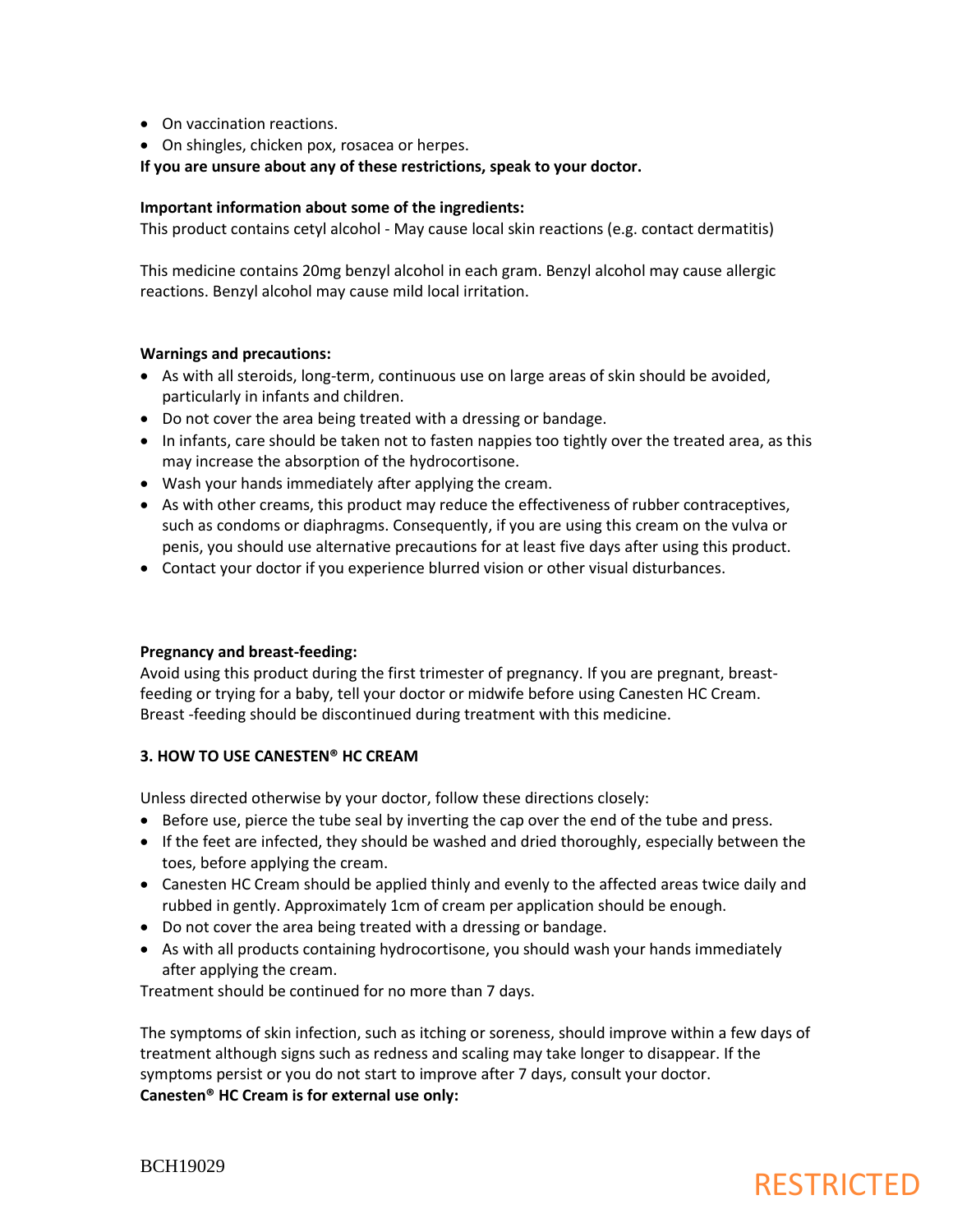- On vaccination reactions.
- On shingles, chicken pox, rosacea or herpes.

**If you are unsure about any of these restrictions, speak to your doctor.**

**Important information about some of the ingredients:**

This product contains cetyl alcohol - May cause local skin reactions (e.g. contact dermatitis)

This medicine contains 20mg benzyl alcohol in each gram. Benzyl alcohol may cause allergic reactions. Benzyl alcohol may cause mild local irritation.

**Warnings and precautions:**

- As with all steroids, long-term, continuous use on large areas of skin should be avoided, particularly in infants and children.
- Do not cover the area being treated with a dressing or bandage.
- In infants, care should be taken not to fasten nappies too tightly over the treated area, as this may increase the absorption of the hydrocortisone.
- Wash your hands immediately after applying the cream.
- As with other creams, this product may reduce the effectiveness of rubber contraceptives, such as condoms or diaphragms. Consequently, if you are using this cream on the vulva or penis, you should use alternative precautions for at least five days after using this product.
- Contact your doctor if you experience blurred vision or other visual disturbances.

**Pregnancy and breast-feeding:**

Avoid using this product during the first trimester of pregnancy. If you are pregnant, breast-feeding or trying for a baby, tell your doctor or midwife before using Canesten HC Cream. Breast -feeding should be discontinued during treatment with this medicine.

**3. HOW TO USE CANESTEN® HC CREAM**

Unless directed otherwise by your doctor, follow these directions closely:

- Before use, pierce the tube seal by inverting the cap over the end of the tube and press.
- If the feet are infected, they should be washed and dried thoroughly, especially between the toes, before applying the cream.
- Canesten HC Cream should be applied thinly and evenly to the affected areas twice daily and rubbed in gently. Approximately 1cm of cream per application should be enough.
- Do not cover the area being treated with a dressing or bandage.
- As with all products containing hydrocortisone, you should wash your hands immediately after applying the cream.

Treatment should be continued for no more than 7 days.

The symptoms of skin infection, such as itching or soreness, should improve within a few days of treatment although signs such as redness and scaling may take longer to disappear. If the symptoms persist or you do not start to improve after 7 days, consult your doctor.

**Canesten® HC Cream is for external use only:**

BCH19029

RESTRICTED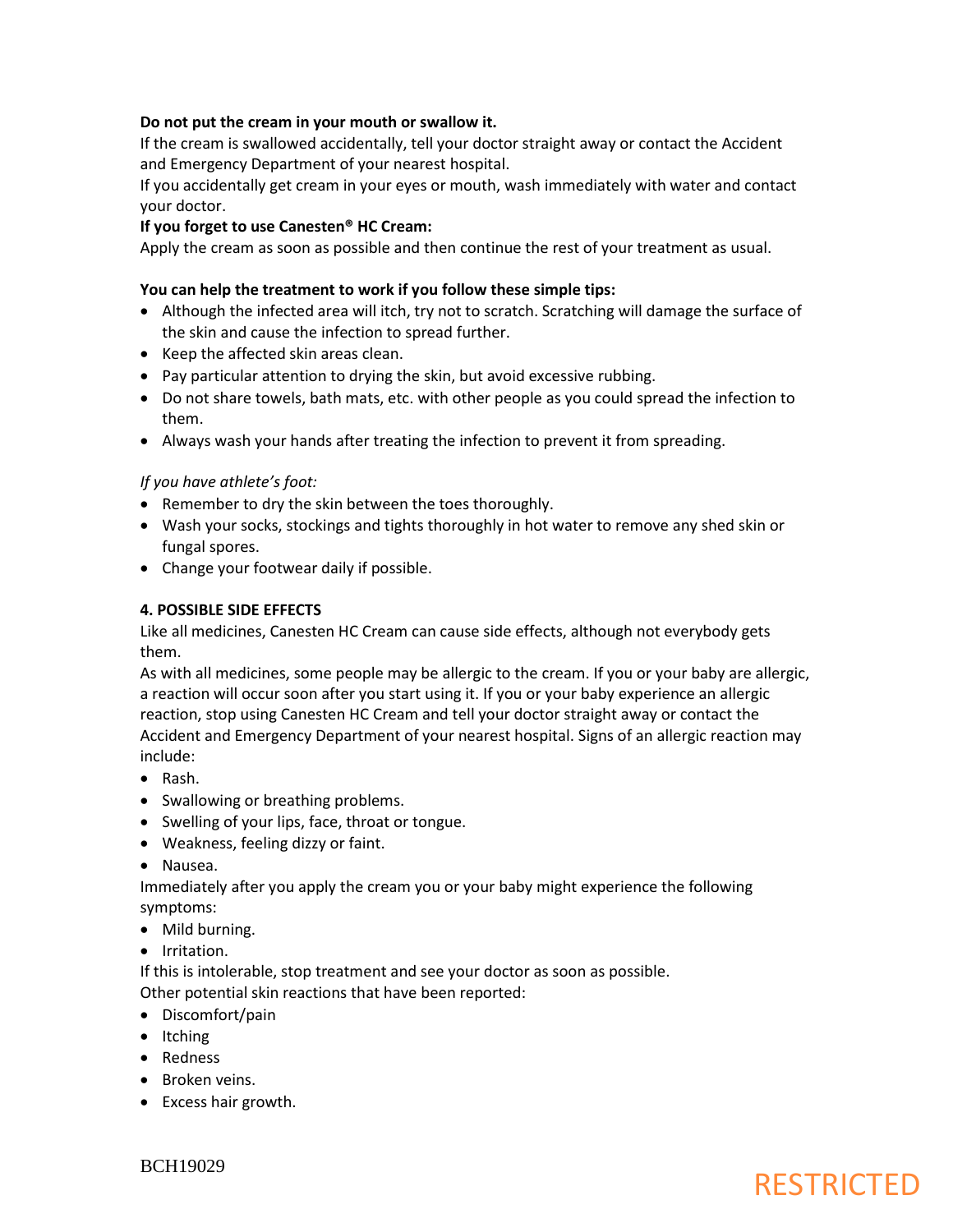**Do not put the cream in your mouth or swallow it.**

If the cream is swallowed accidentally, tell your doctor straight away or contact the Accident and Emergency Department of your nearest hospital.

If you accidentally get cream in your eyes or mouth, wash immediately with water and contact your doctor.

**If you forget to use Canesten® HC Cream:**

Apply the cream as soon as possible and then continue the rest of your treatment as usual.

**You can help the treatment to work if you follow these simple tips:**

- Although the infected area will itch, try not to scratch. Scratching will damage the surface of the skin and cause the infection to spread further.
- Keep the affected skin areas clean.
- Pay particular attention to drying the skin, but avoid excessive rubbing.
- Do not share towels, bath mats, etc. with other people as you could spread the infection to them.
- Always wash your hands after treating the infection to prevent it from spreading.

*If you have athlete's foot:*

- Remember to dry the skin between the toes thoroughly.
- Wash your socks, stockings and tights thoroughly in hot water to remove any shed skin or fungal spores.
- Change your footwear daily if possible.

## 4. POSSIBLE SIDE EFFECTS

Like all medicines, Canesten HC Cream can cause side effects, although not everybody gets them.

As with all medicines, some people may be allergic to the cream. If you or your baby are allergic, a reaction will occur soon after you start using it. If you or your baby experience an allergic reaction, stop using Canesten HC Cream and tell your doctor straight away or contact the Accident and Emergency Department of your nearest hospital. Signs of an allergic reaction may include:

- Rash.
- Swallowing or breathing problems.
- Swelling of your lips, face, throat or tongue.
- Weakness, feeling dizzy or faint.
- Nausea.

Immediately after you apply the cream you or your baby might experience the following symptoms:

- Mild burning.
- Irritation.

If this is intolerable, stop treatment and see your doctor as soon as possible.

Other potential skin reactions that have been reported:

- Discomfort/pain
- Itching
- Redness
- Broken veins.
- Excess hair growth.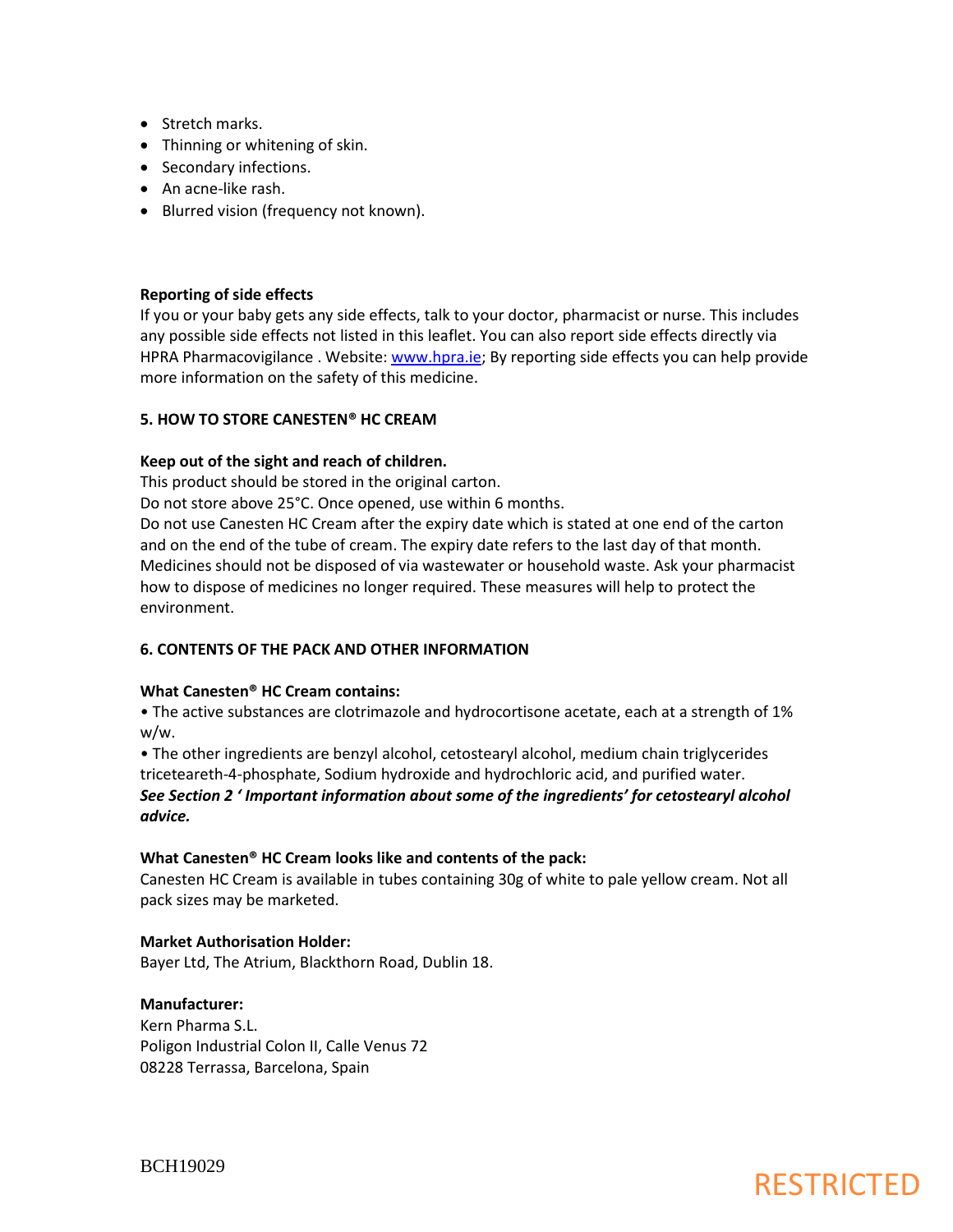- Stretch marks.
- Thinning or whitening of skin.
- Secondary infections.
- An acne-like rash.
- Blurred vision (frequency not known).

**Reporting of side effects**

If you or your baby gets any side effects, talk to your doctor, pharmacist or nurse. This includes any possible side effects not listed in this leaflet. You can also report side effects directly via HPRA Pharmacovigilance . Website: www.hpra.ie; By reporting side effects you can help provide more information on the safety of this medicine.

## 5. HOW TO STORE CANESTEN® HC CREAM

**Keep out of the sight and reach of children.**

This product should be stored in the original carton.

Do not store above 25°C. Once opened, use within 6 months.

Do not use Canesten HC Cream after the expiry date which is stated at one end of the carton and on the end of the tube of cream. The expiry date refers to the last day of that month.

Medicines should not be disposed of via wastewater or household waste. Ask your pharmacist how to dispose of medicines no longer required. These measures will help to protect the environment.

## 6. CONTENTS OF THE PACK AND OTHER INFORMATION

**What Canesten® HC Cream contains:**

• The active substances are clotrimazole and hydrocortisone acetate, each at a strength of 1% w/w.

• The other ingredients are benzyl alcohol, cetostearyl alcohol, medium chain triglycerides triceteareth-4-phosphate, Sodium hydroxide and hydrochloric acid, and purified water.

***See Section 2 ' Important information about some of the ingredients' for cetostearyl alcohol advice.***

**What Canesten® HC Cream looks like and contents of the pack:**

Canesten HC Cream is available in tubes containing 30g of white to pale yellow cream. Not all pack sizes may be marketed.

**Market Authorisation Holder:**

Bayer Ltd, The Atrium, Blackthorn Road, Dublin 18.

**Manufacturer:**

Kern Pharma S.L.
Poligon Industrial Colon II, Calle Venus 72
08228 Terrassa, Barcelona, Spain

BCH19029

RESTRICTED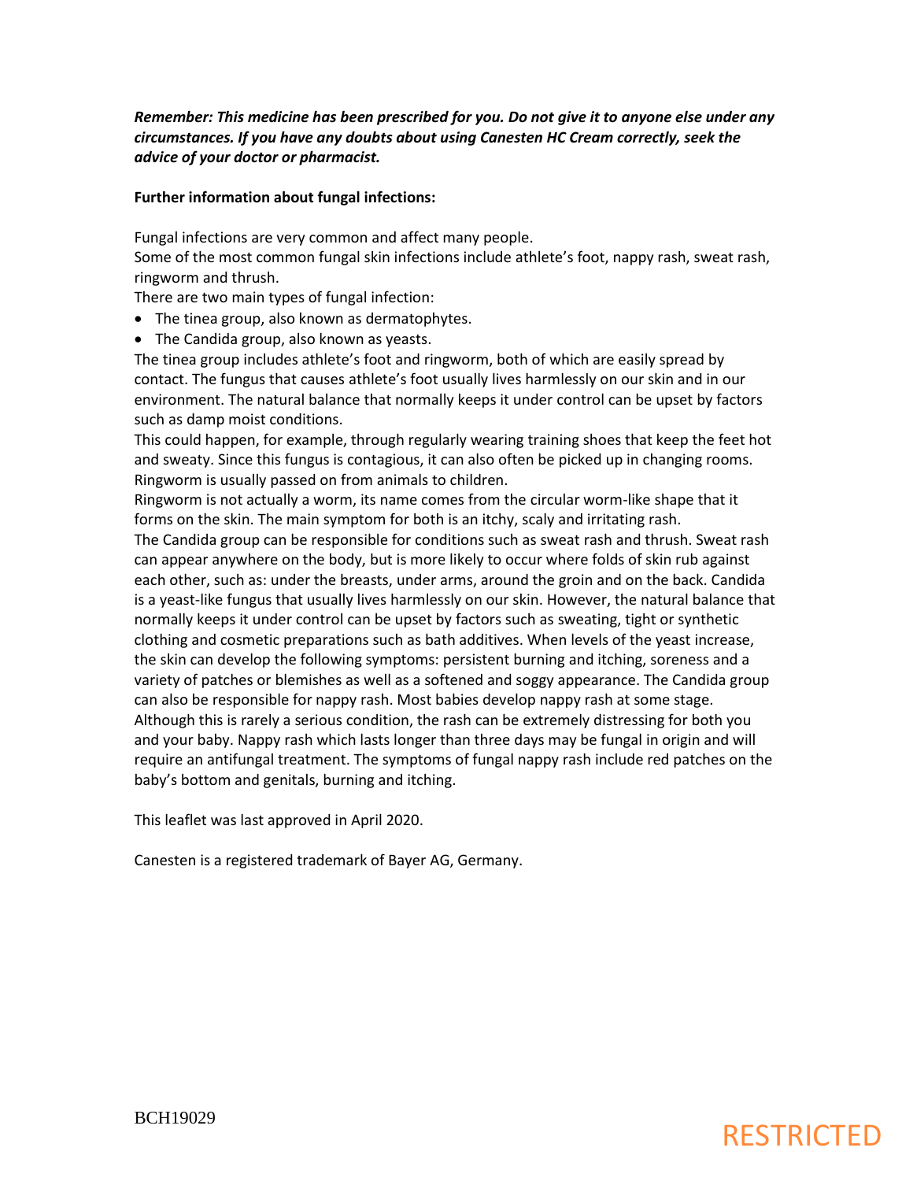***Remember: This medicine has been prescribed for you. Do not give it to anyone else under any circumstances. If you have any doubts about using Canesten HC Cream correctly, seek the advice of your doctor or pharmacist.***

**Further information about fungal infections:**

Fungal infections are very common and affect many people.
Some of the most common fungal skin infections include athlete's foot, nappy rash, sweat rash, ringworm and thrush.
There are two main types of fungal infection:

- The tinea group, also known as dermatophytes.
- The Candida group, also known as yeasts.

The tinea group includes athlete's foot and ringworm, both of which are easily spread by contact. The fungus that causes athlete's foot usually lives harmlessly on our skin and in our environment. The natural balance that normally keeps it under control can be upset by factors such as damp moist conditions.
This could happen, for example, through regularly wearing training shoes that keep the feet hot and sweaty. Since this fungus is contagious, it can also often be picked up in changing rooms. Ringworm is usually passed on from animals to children.
Ringworm is not actually a worm, its name comes from the circular worm-like shape that it forms on the skin. The main symptom for both is an itchy, scaly and irritating rash.
The Candida group can be responsible for conditions such as sweat rash and thrush. Sweat rash can appear anywhere on the body, but is more likely to occur where folds of skin rub against each other, such as: under the breasts, under arms, around the groin and on the back. Candida is a yeast-like fungus that usually lives harmlessly on our skin. However, the natural balance that normally keeps it under control can be upset by factors such as sweating, tight or synthetic clothing and cosmetic preparations such as bath additives. When levels of the yeast increase, the skin can develop the following symptoms: persistent burning and itching, soreness and a variety of patches or blemishes as well as a softened and soggy appearance. The Candida group can also be responsible for nappy rash. Most babies develop nappy rash at some stage. Although this is rarely a serious condition, the rash can be extremely distressing for both you and your baby. Nappy rash which lasts longer than three days may be fungal in origin and will require an antifungal treatment. The symptoms of fungal nappy rash include red patches on the baby's bottom and genitals, burning and itching.

This leaflet was last approved in April 2020.

Canesten is a registered trademark of Bayer AG, Germany.

BCH19029

RESTRICTED